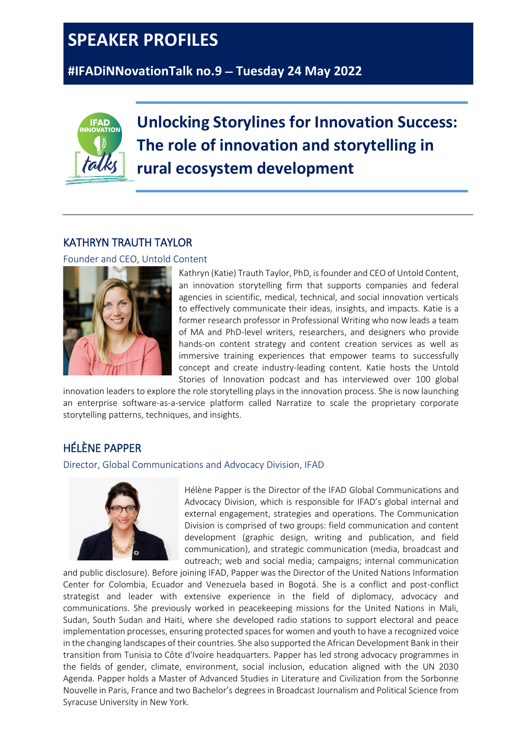# SPEAKER PROFILES

## #IFADiNNovationTalk no.9 – Tuesday 24 May 2022

# Unlocking Storylines for Innovation Success: The role of innovation and storytelling in rural ecosystem development

## KATHRYN TRAUTH TAYLOR

Founder and CEO, Untold Content

Kathryn (Katie) Trauth Taylor, PhD, is founder and CEO of Untold Content, an innovation storytelling firm that supports companies and federal agencies in scientific, medical, technical, and social innovation verticals to effectively communicate their ideas, insights, and impacts. Katie is a former research professor in Professional Writing who now leads a team of MA and PhD-level writers, researchers, and designers who provide hands-on content strategy and content creation services as well as immersive training experiences that empower teams to successfully concept and create industry-leading content. Katie hosts the Untold Stories of Innovation podcast and has interviewed over 100 global innovation leaders to explore the role storytelling plays in the innovation process. She is now launching an enterprise software-as-a-service platform called Narratize to scale the proprietary corporate storytelling patterns, techniques, and insights.

## HÉLÈNE PAPPER

Director, Global Communications and Advocacy Division, IFAD

Hélène Papper is the Director of the IFAD Global Communications and Advocacy Division, which is responsible for IFAD's global internal and external engagement, strategies and operations. The Communication Division is comprised of two groups: field communication and content development (graphic design, writing and publication, and field communication), and strategic communication (media, broadcast and outreach; web and social media; campaigns; internal communication and public disclosure). Before joining IFAD, Papper was the Director of the United Nations Information Center for Colombia, Ecuador and Venezuela based in Bogotá. She is a conflict and post-conflict strategist and leader with extensive experience in the field of diplomacy, advocacy and communications. She previously worked in peacekeeping missions for the United Nations in Mali, Sudan, South Sudan and Haiti, where she developed radio stations to support electoral and peace implementation processes, ensuring protected spaces for women and youth to have a recognized voice in the changing landscapes of their countries. She also supported the African Development Bank in their transition from Tunisia to Côte d'Ivoire headquarters. Papper has led strong advocacy programmes in the fields of gender, climate, environment, social inclusion, education aligned with the UN 2030 Agenda. Papper holds a Master of Advanced Studies in Literature and Civilization from the Sorbonne Nouvelle in Paris, France and two Bachelor's degrees in Broadcast Journalism and Political Science from Syracuse University in New York.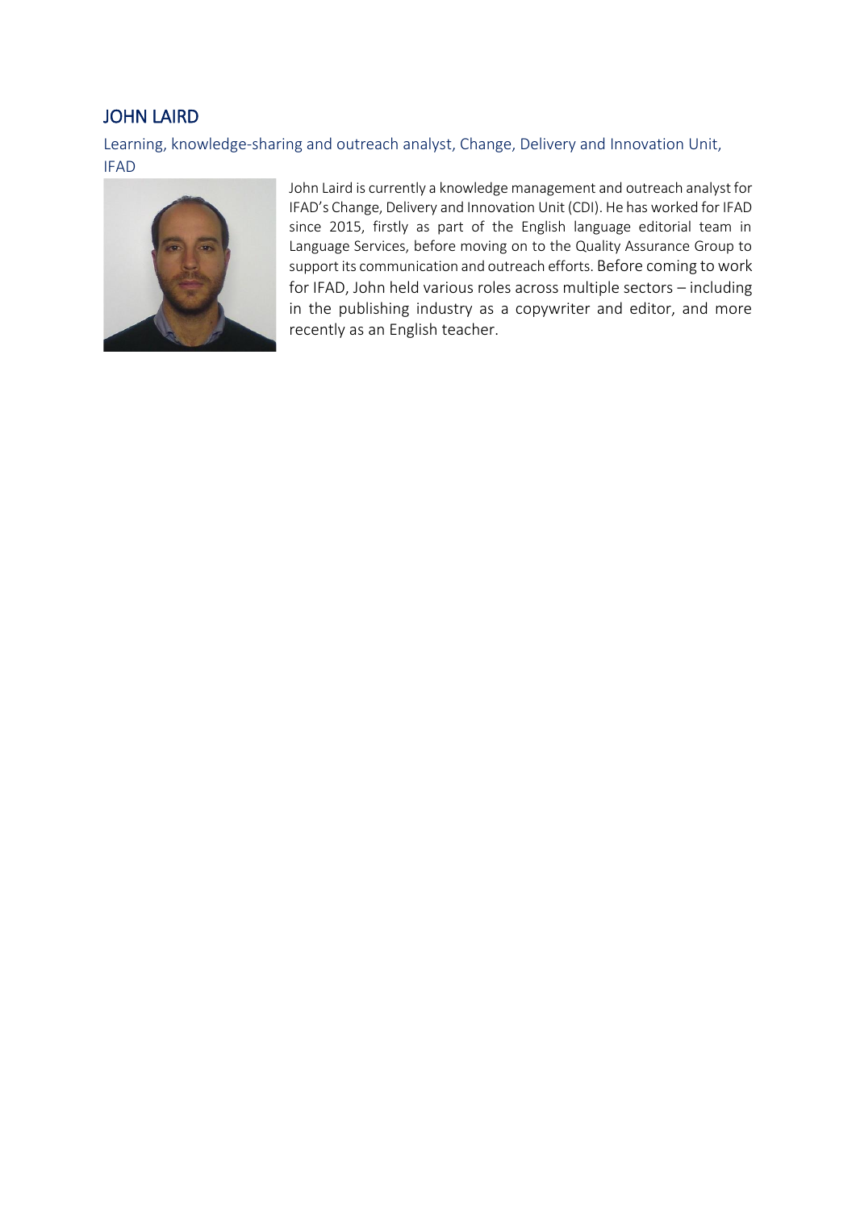## JOHN LAIRD

Learning, knowledge-sharing and outreach analyst, Change, Delivery and Innovation Unit, IFAD

John Laird is currently a knowledge management and outreach analyst for IFAD's Change, Delivery and Innovation Unit (CDI). He has worked for IFAD since 2015, firstly as part of the English language editorial team in Language Services, before moving on to the Quality Assurance Group to support its communication and outreach efforts. Before coming to work for IFAD, John held various roles across multiple sectors – including in the publishing industry as a copywriter and editor, and more recently as an English teacher.